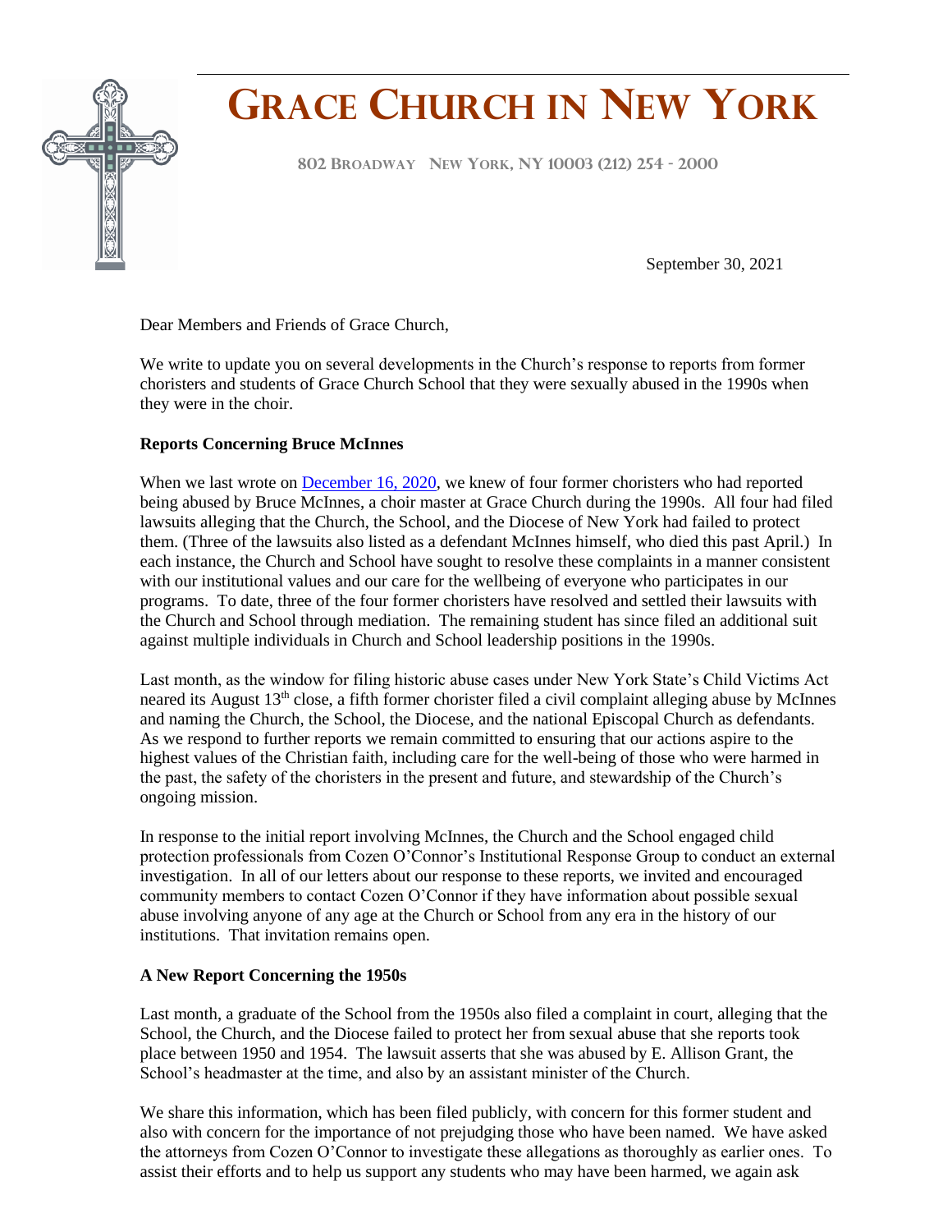# Grace Church in New York

802 Broadway New York, NY 10003 (212) 254 - 2000

September 30, 2021

Dear Members and Friends of Grace Church,

We write to update you on several developments in the Church's response to reports from former choristers and students of Grace Church School that they were sexually abused in the 1990s when they were in the choir.

**Reports Concerning Bruce McInnes**

When we last wrote on December 16, 2020, we knew of four former choristers who had reported being abused by Bruce McInnes, a choir master at Grace Church during the 1990s. All four had filed lawsuits alleging that the Church, the School, and the Diocese of New York had failed to protect them. (Three of the lawsuits also listed as a defendant McInnes himself, who died this past April.) In each instance, the Church and School have sought to resolve these complaints in a manner consistent with our institutional values and our care for the wellbeing of everyone who participates in our programs. To date, three of the four former choristers have resolved and settled their lawsuits with the Church and School through mediation. The remaining student has since filed an additional suit against multiple individuals in Church and School leadership positions in the 1990s.

Last month, as the window for filing historic abuse cases under New York State's Child Victims Act neared its August 13th close, a fifth former chorister filed a civil complaint alleging abuse by McInnes and naming the Church, the School, the Diocese, and the national Episcopal Church as defendants. As we respond to further reports we remain committed to ensuring that our actions aspire to the highest values of the Christian faith, including care for the well-being of those who were harmed in the past, the safety of the choristers in the present and future, and stewardship of the Church's ongoing mission.

In response to the initial report involving McInnes, the Church and the School engaged child protection professionals from Cozen O'Connor's Institutional Response Group to conduct an external investigation. In all of our letters about our response to these reports, we invited and encouraged community members to contact Cozen O'Connor if they have information about possible sexual abuse involving anyone of any age at the Church or School from any era in the history of our institutions. That invitation remains open.

**A New Report Concerning the 1950s**

Last month, a graduate of the School from the 1950s also filed a complaint in court, alleging that the School, the Church, and the Diocese failed to protect her from sexual abuse that she reports took place between 1950 and 1954. The lawsuit asserts that she was abused by E. Allison Grant, the School's headmaster at the time, and also by an assistant minister of the Church.

We share this information, which has been filed publicly, with concern for this former student and also with concern for the importance of not prejudging those who have been named. We have asked the attorneys from Cozen O'Connor to investigate these allegations as thoroughly as earlier ones. To assist their efforts and to help us support any students who may have been harmed, we again ask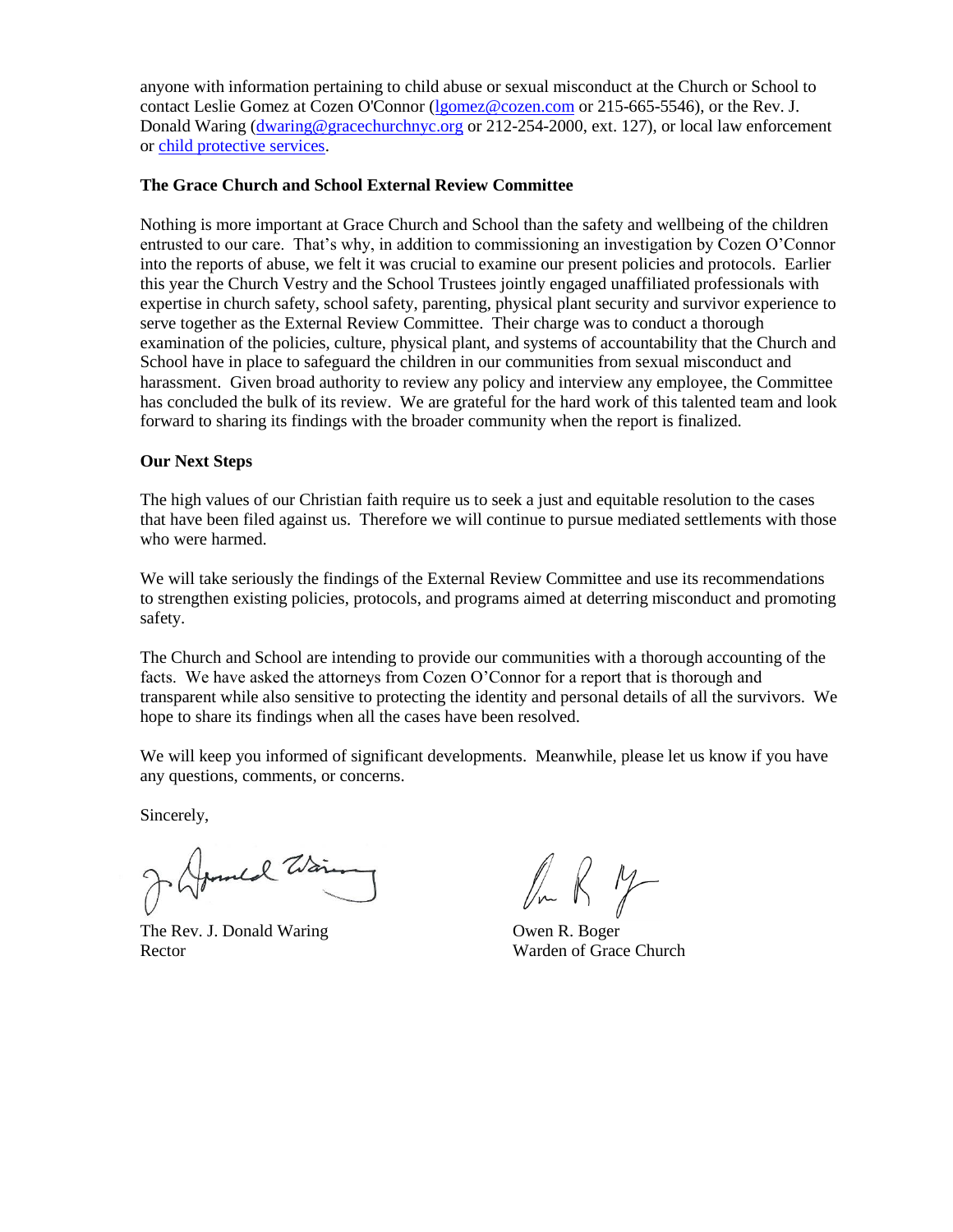anyone with information pertaining to child abuse or sexual misconduct at the Church or School to contact Leslie Gomez at Cozen O'Connor (lgomez@cozen.com or 215-665-5546), or the Rev. J. Donald Waring (dwaring@gracechurchnyc.org or 212-254-2000, ext. 127), or local law enforcement or child protective services.

**The Grace Church and School External Review Committee**

Nothing is more important at Grace Church and School than the safety and wellbeing of the children entrusted to our care. That's why, in addition to commissioning an investigation by Cozen O'Connor into the reports of abuse, we felt it was crucial to examine our present policies and protocols. Earlier this year the Church Vestry and the School Trustees jointly engaged unaffiliated professionals with expertise in church safety, school safety, parenting, physical plant security and survivor experience to serve together as the External Review Committee. Their charge was to conduct a thorough examination of the policies, culture, physical plant, and systems of accountability that the Church and School have in place to safeguard the children in our communities from sexual misconduct and harassment. Given broad authority to review any policy and interview any employee, the Committee has concluded the bulk of its review. We are grateful for the hard work of this talented team and look forward to sharing its findings with the broader community when the report is finalized.

**Our Next Steps**

The high values of our Christian faith require us to seek a just and equitable resolution to the cases that have been filed against us. Therefore we will continue to pursue mediated settlements with those who were harmed.

We will take seriously the findings of the External Review Committee and use its recommendations to strengthen existing policies, protocols, and programs aimed at deterring misconduct and promoting safety.

The Church and School are intending to provide our communities with a thorough accounting of the facts. We have asked the attorneys from Cozen O'Connor for a report that is thorough and transparent while also sensitive to protecting the identity and personal details of all the survivors. We hope to share its findings when all the cases have been resolved.

We will keep you informed of significant developments. Meanwhile, please let us know if you have any questions, comments, or concerns.

Sincerely,

The Rev. J. Donald Waring
Rector

Owen R. Boger
Warden of Grace Church